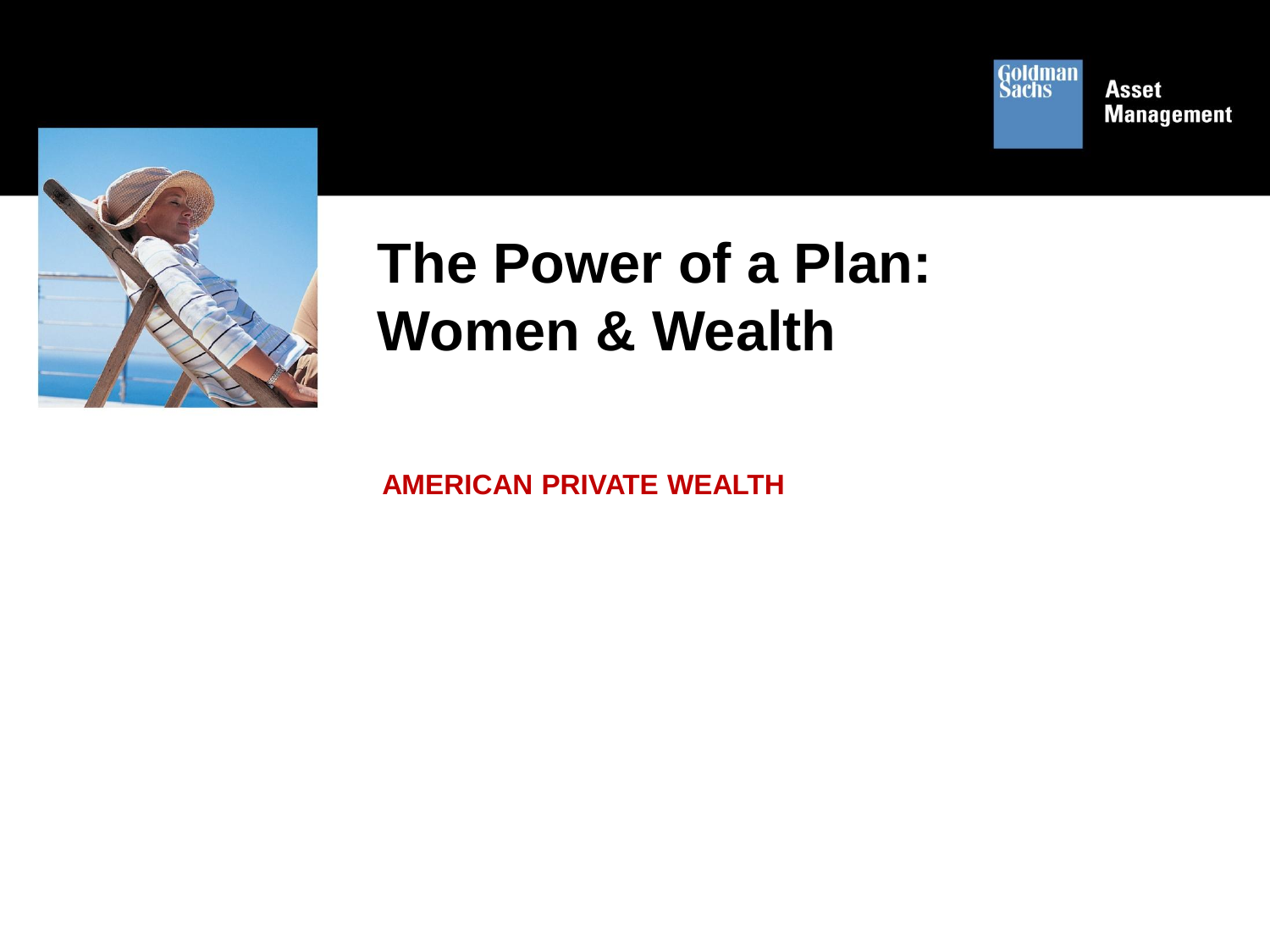Goldman Sachs Asset Management

# The Power of a Plan: Women & Wealth

**AMERICAN PRIVATE WEALTH**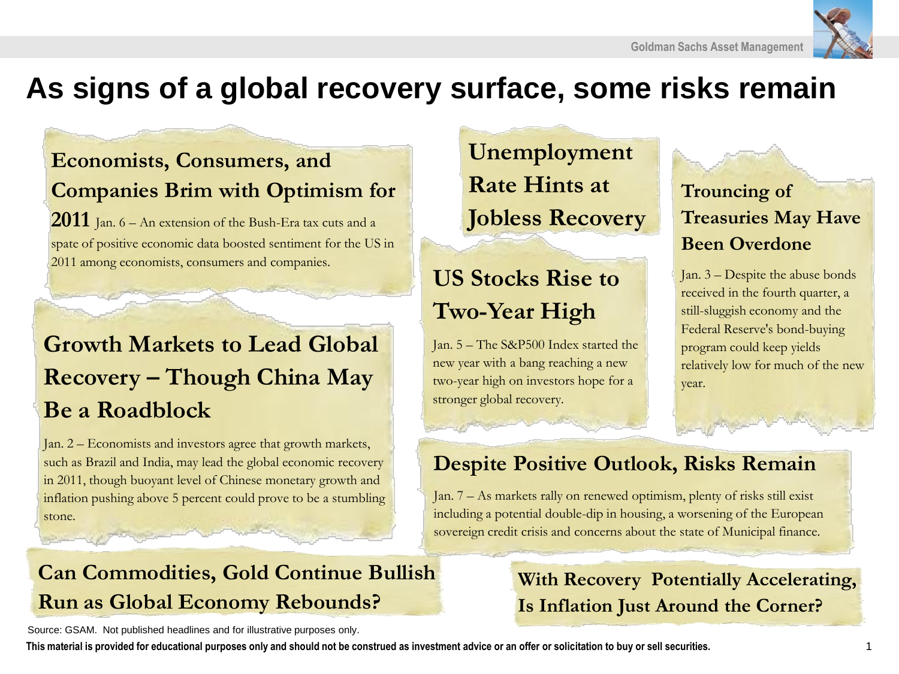# As signs of a global recovery surface, some risks remain

### Economists, Consumers, and Companies Brim with Optimism for 2011

Jan. 6 – An extension of the Bush-Era tax cuts and a spate of positive economic data boosted sentiment for the US in 2011 among economists, consumers and companies.

### Growth Markets to Lead Global Recovery – Though China May Be a Roadblock

Jan. 2 – Economists and investors agree that growth markets, such as Brazil and India, may lead the global economic recovery in 2011, though buoyant level of Chinese monetary growth and inflation pushing above 5 percent could prove to be a stumbling stone.

### Unemployment Rate Hints at Jobless Recovery

### US Stocks Rise to Two-Year High

Jan. 5 – The S&P500 Index started the new year with a bang reaching a new two-year high on investors hope for a stronger global recovery.

### Trouncing of Treasuries May Have Been Overdone

Jan. 3 – Despite the abuse bonds received in the fourth quarter, a still-sluggish economy and the Federal Reserve's bond-buying program could keep yields relatively low for much of the new year.

### Despite Positive Outlook, Risks Remain

Jan. 7 – As markets rally on renewed optimism, plenty of risks still exist including a potential double-dip in housing, a worsening of the European sovereign credit crisis and concerns about the state of Municipal finance.

### Can Commodities, Gold Continue Bullish Run as Global Economy Rebounds?

### With Recovery Potentially Accelerating, Is Inflation Just Around the Corner?

Source: GSAM. Not published headlines and for illustrative purposes only.

**This material is provided for educational purposes only and should not be construed as investment advice or an offer or solicitation to buy or sell securities.**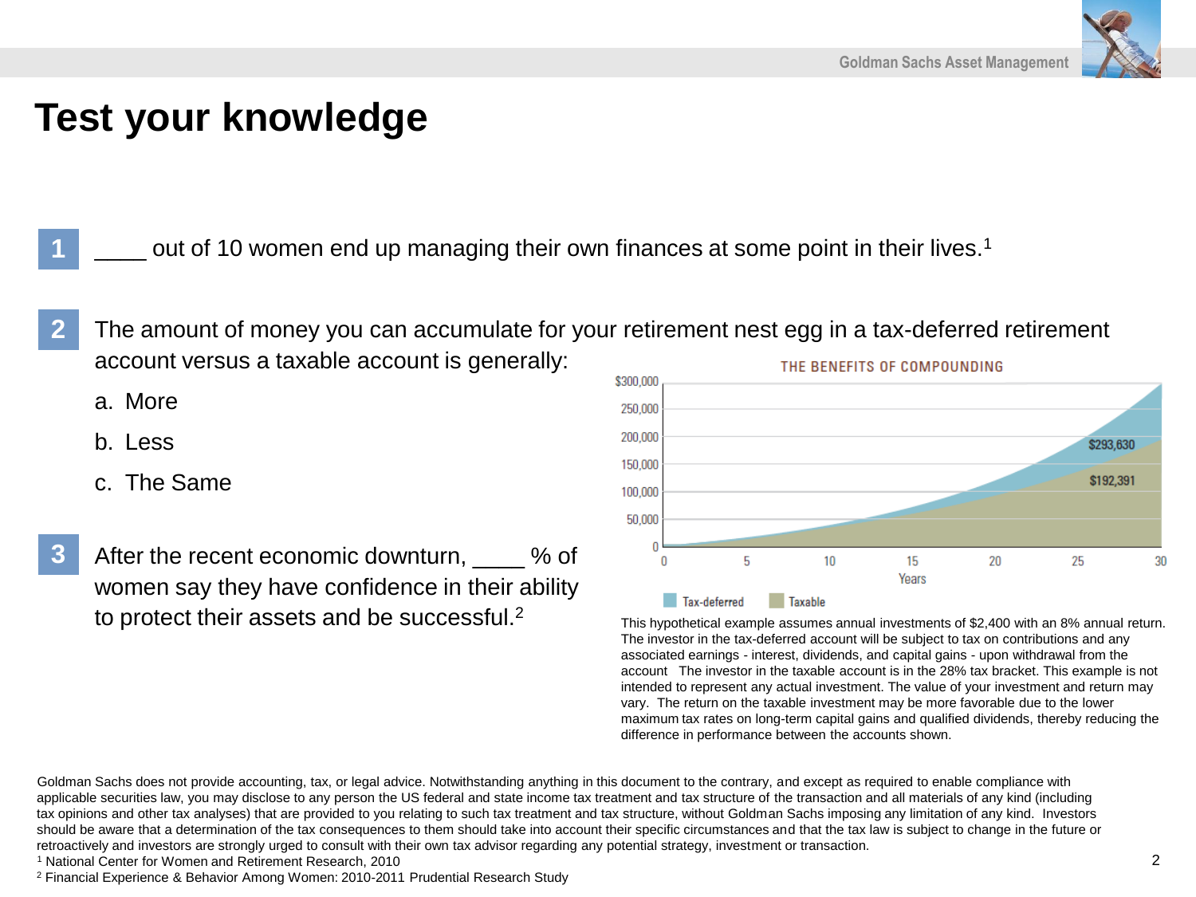# Test your knowledge

**1** ____ out of 10 women end up managing their own finances at some point in their lives.[1]

**2** The amount of money you can accumulate for your retirement nest egg in a tax-deferred retirement account versus a taxable account is generally:

a. More

b. Less

c. The Same

**3** After the recent economic downturn, ____ % of women say they have confidence in their ability to protect their assets and be successful.[2]

THE BENEFITS OF COMPOUNDING

Tax-deferred: $293,630
Taxable: $192,391

This hypothetical example assumes annual investments of $2,400 with an 8% annual return. The investor in the tax-deferred account will be subject to tax on contributions and any associated earnings - interest, dividends, and capital gains - upon withdrawal from the account The investor in the taxable account is in the 28% tax bracket. This example is not intended to represent any actual investment. The value of your investment and return may vary. The return on the taxable investment may be more favorable due to the lower maximum tax rates on long-term capital gains and qualified dividends, thereby reducing the difference in performance between the accounts shown.

Goldman Sachs does not provide accounting, tax, or legal advice. Notwithstanding anything in this document to the contrary, and except as required to enable compliance with applicable securities law, you may disclose to any person the US federal and state income tax treatment and tax structure of the transaction and all materials of any kind (including tax opinions and other tax analyses) that are provided to you relating to such tax treatment and tax structure, without Goldman Sachs imposing any limitation of any kind. Investors should be aware that a determination of the tax consequences to them should take into account their specific circumstances and that the tax law is subject to change in the future or retroactively and investors are strongly urged to consult with their own tax advisor regarding any potential strategy, investment or transaction.

[1] National Center for Women and Retirement Research, 2010

[2] Financial Experience & Behavior Among Women: 2010-2011 Prudential Research Study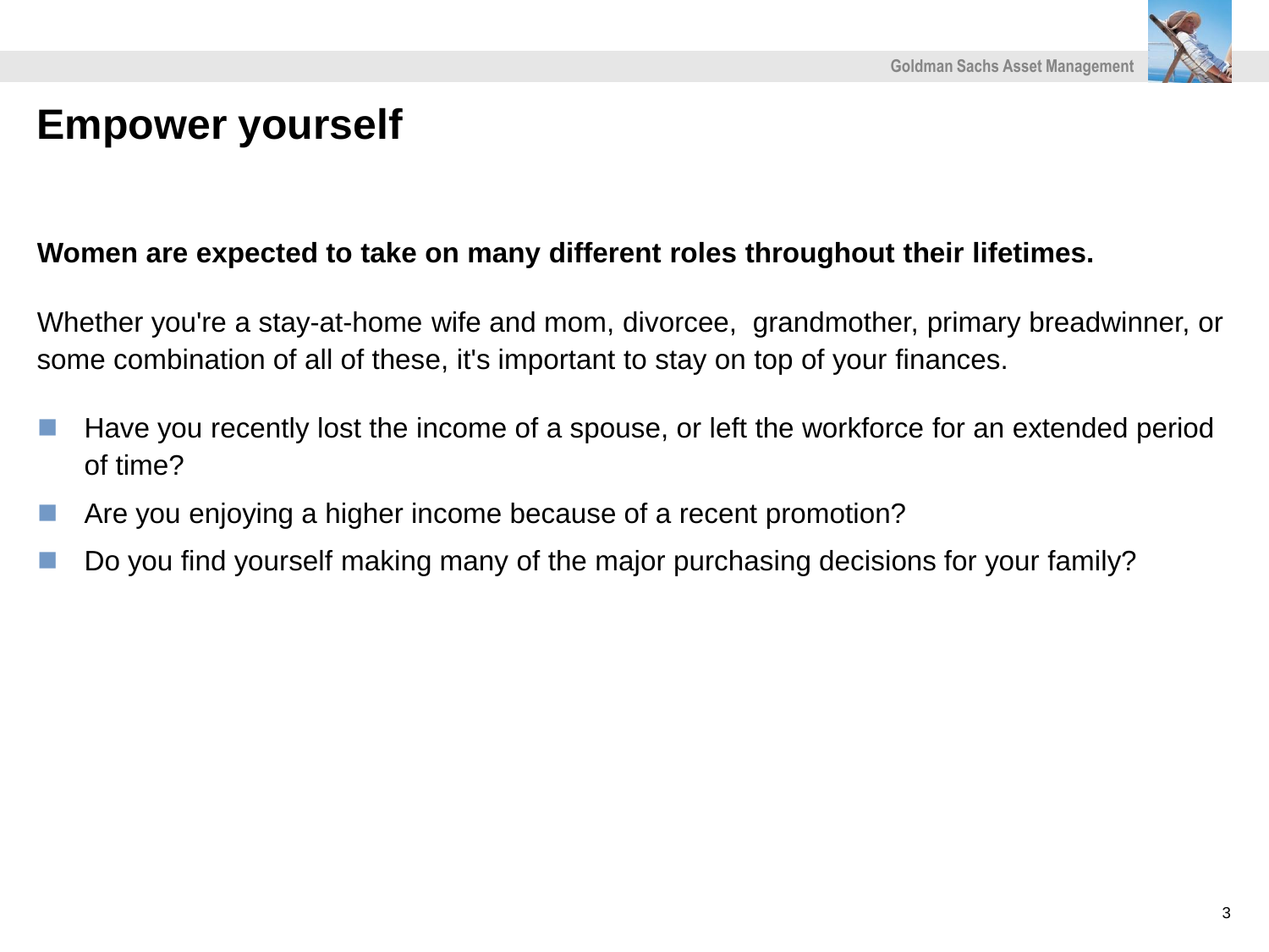# Empower yourself

**Women are expected to take on many different roles throughout their lifetimes.**

Whether you're a stay-at-home wife and mom, divorcee, grandmother, primary breadwinner, or some combination of all of these, it's important to stay on top of your finances.

- Have you recently lost the income of a spouse, or left the workforce for an extended period of time?
- Are you enjoying a higher income because of a recent promotion?
- Do you find yourself making many of the major purchasing decisions for your family?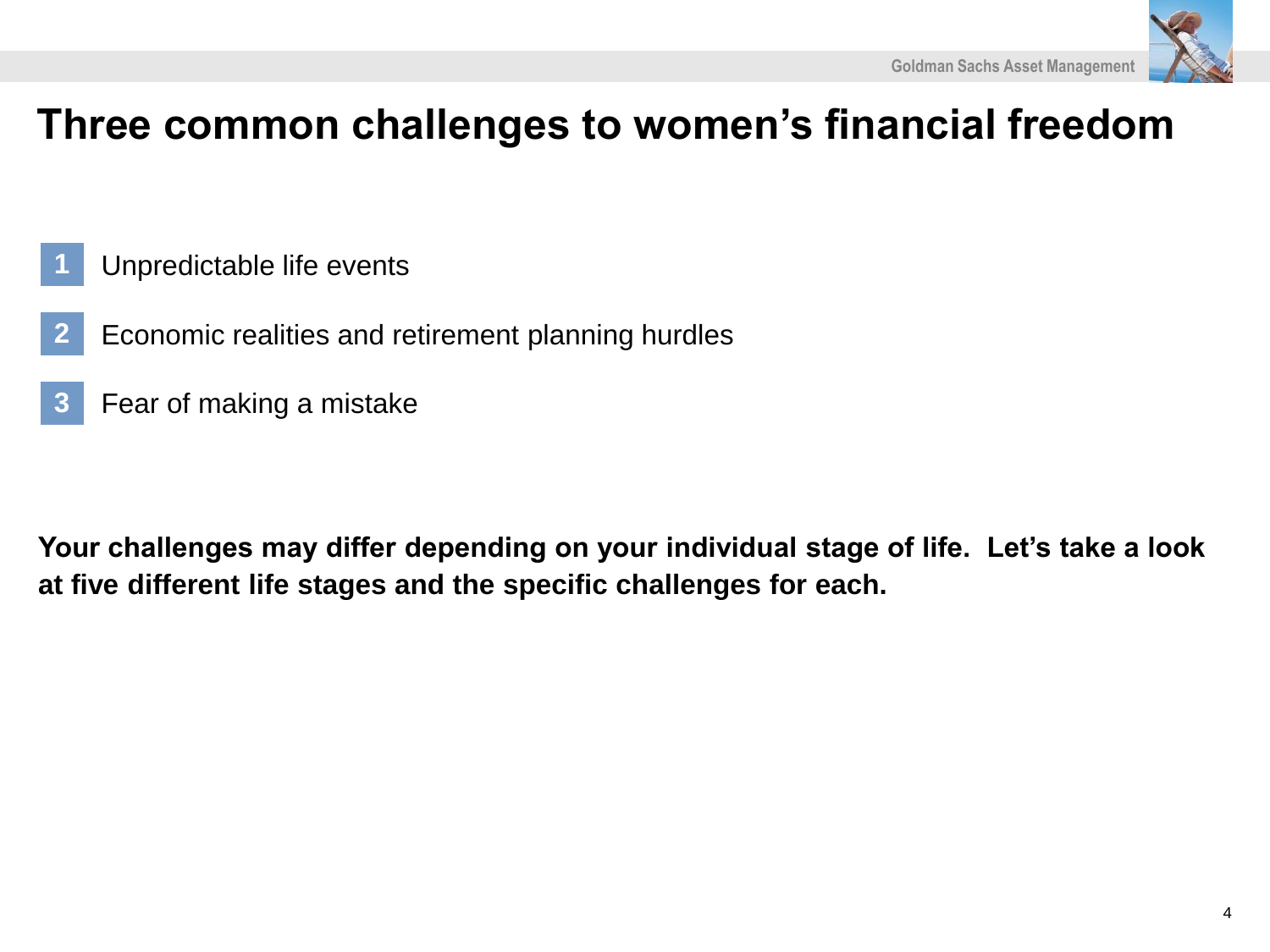# Three common challenges to women's financial freedom

1. Unpredictable life events
2. Economic realities and retirement planning hurdles
3. Fear of making a mistake

**Your challenges may differ depending on your individual stage of life. Let's take a look at five different life stages and the specific challenges for each.**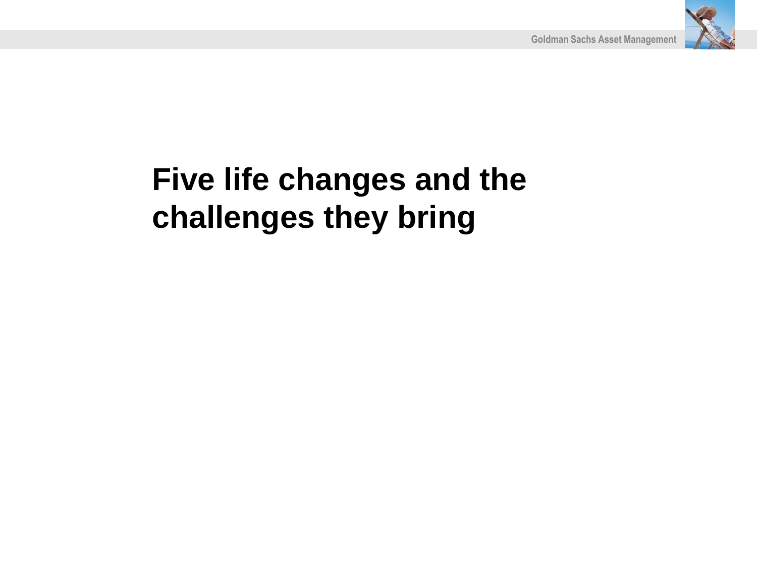# Five life changes and the challenges they bring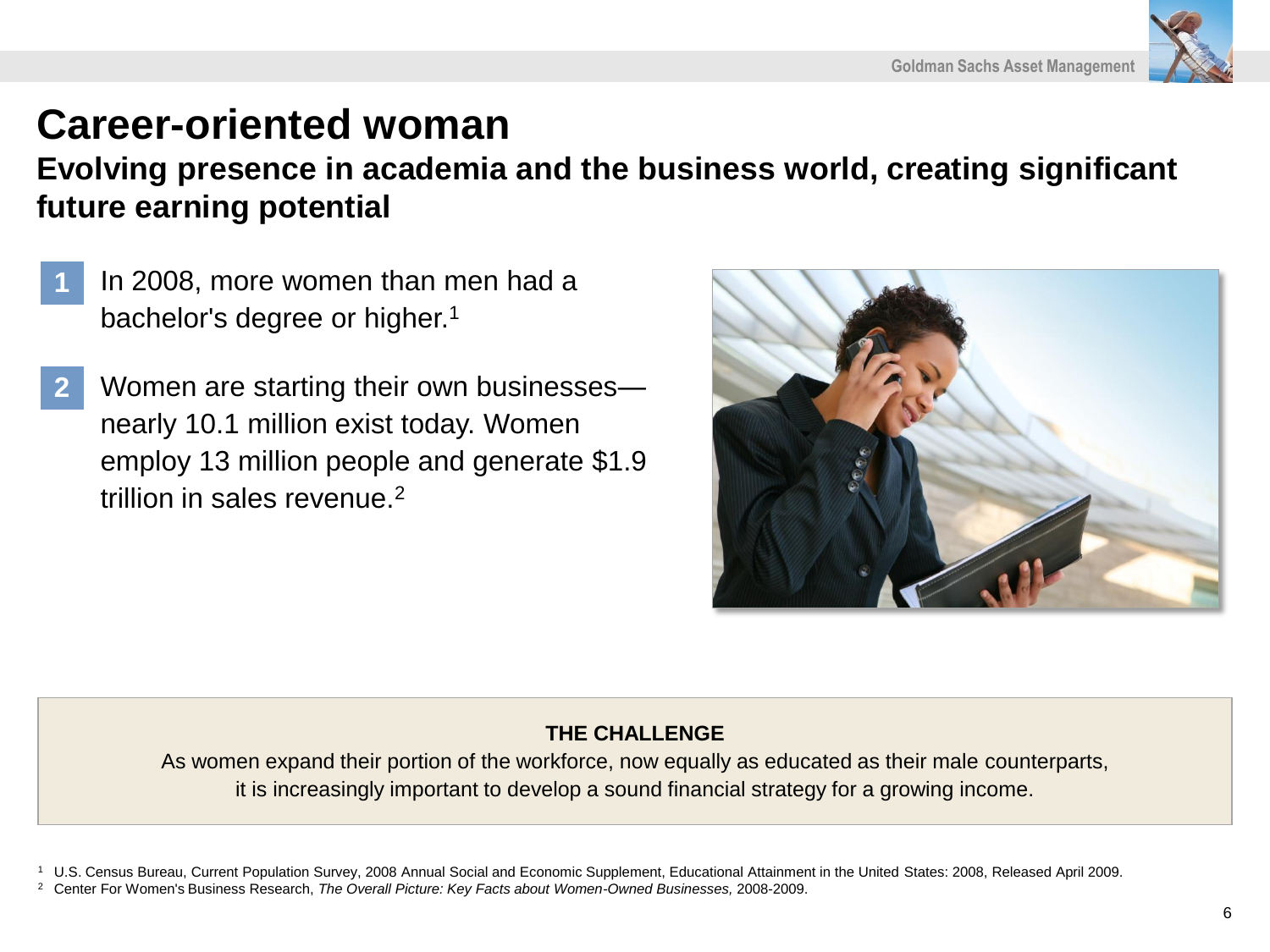# Career-oriented woman

## Evolving presence in academia and the business world, creating significant future earning potential

1. In 2008, more women than men had a bachelor's degree or higher.[1]

2. Women are starting their own businesses—nearly 10.1 million exist today. Women employ 13 million people and generate $1.9 trillion in sales revenue.[2]

**THE CHALLENGE**

As women expand their portion of the workforce, now equally as educated as their male counterparts, it is increasingly important to develop a sound financial strategy for a growing income.

[1] U.S. Census Bureau, Current Population Survey, 2008 Annual Social and Economic Supplement, Educational Attainment in the United States: 2008, Released April 2009.

[2] Center For Women's Business Research, *The Overall Picture: Key Facts about Women-Owned Businesses,* 2008-2009.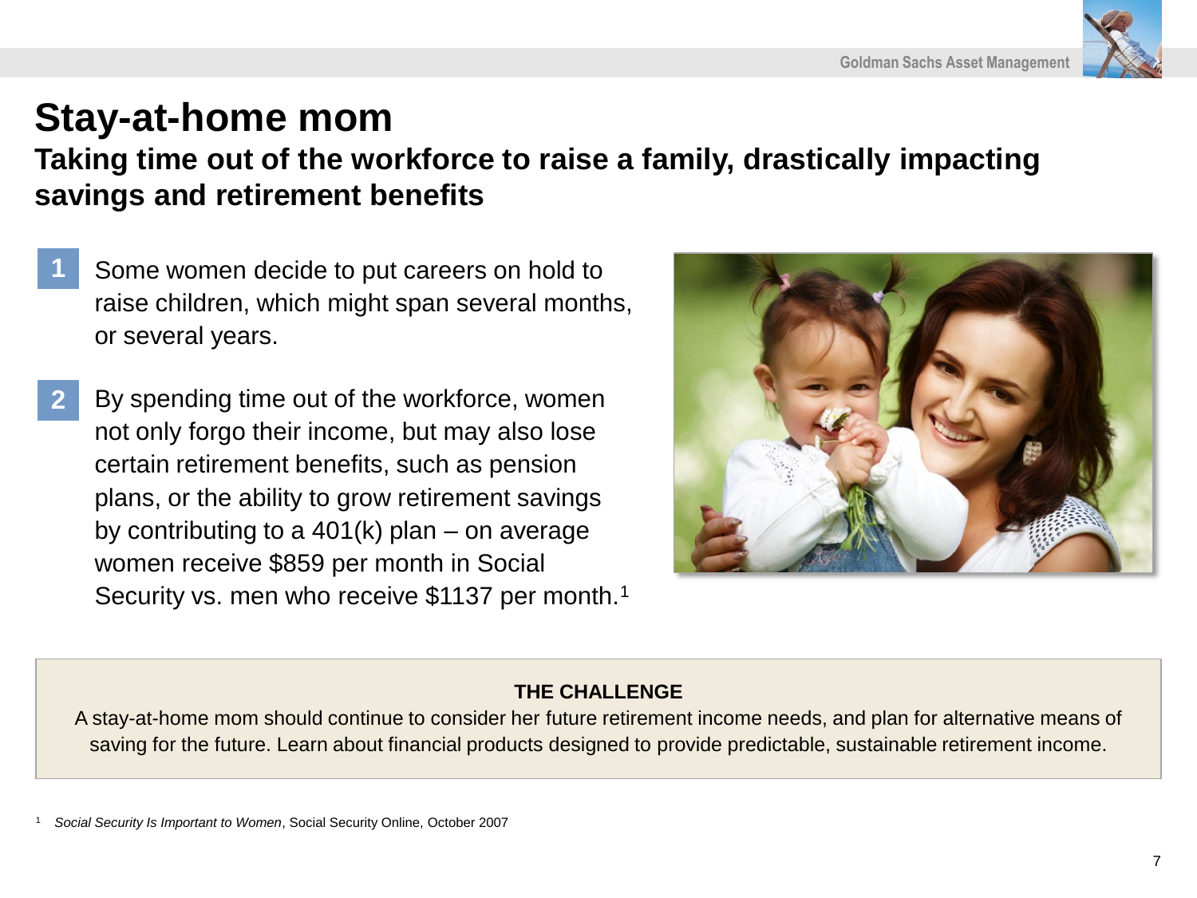# Stay-at-home mom

## Taking time out of the workforce to raise a family, drastically impacting savings and retirement benefits

1. Some women decide to put careers on hold to raise children, which might span several months, or several years.

2. By spending time out of the workforce, women not only forgo their income, but may also lose certain retirement benefits, such as pension plans, or the ability to grow retirement savings by contributing to a 401(k) plan – on average women receive $859 per month in Social Security vs. men who receive $1137 per month.[1]

**THE CHALLENGE**

A stay-at-home mom should continue to consider her future retirement income needs, and plan for alternative means of saving for the future. Learn about financial products designed to provide predictable, sustainable retirement income.

[1] *Social Security Is Important to Women*, Social Security Online, October 2007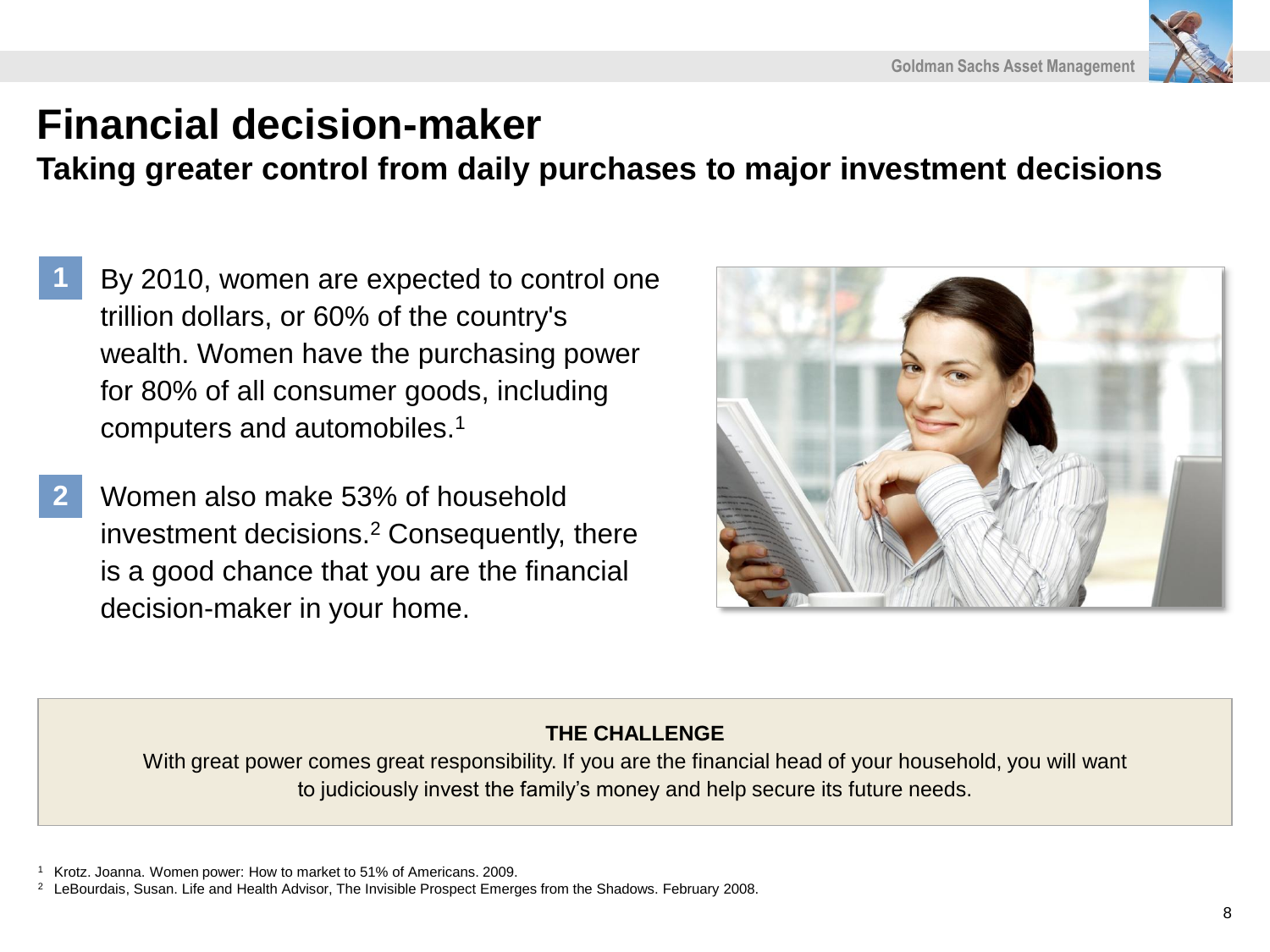# Financial decision-maker

## Taking greater control from daily purchases to major investment decisions

1. By 2010, women are expected to control one trillion dollars, or 60% of the country's wealth. Women have the purchasing power for 80% of all consumer goods, including computers and automobiles.[1]

2. Women also make 53% of household investment decisions.[2] Consequently, there is a good chance that you are the financial decision-maker in your home.

**THE CHALLENGE**

With great power comes great responsibility. If you are the financial head of your household, you will want to judiciously invest the family's money and help secure its future needs.

[1] Krotz. Joanna. Women power: How to market to 51% of Americans. 2009.

[2] LeBourdais, Susan. Life and Health Advisor, The Invisible Prospect Emerges from the Shadows. February 2008.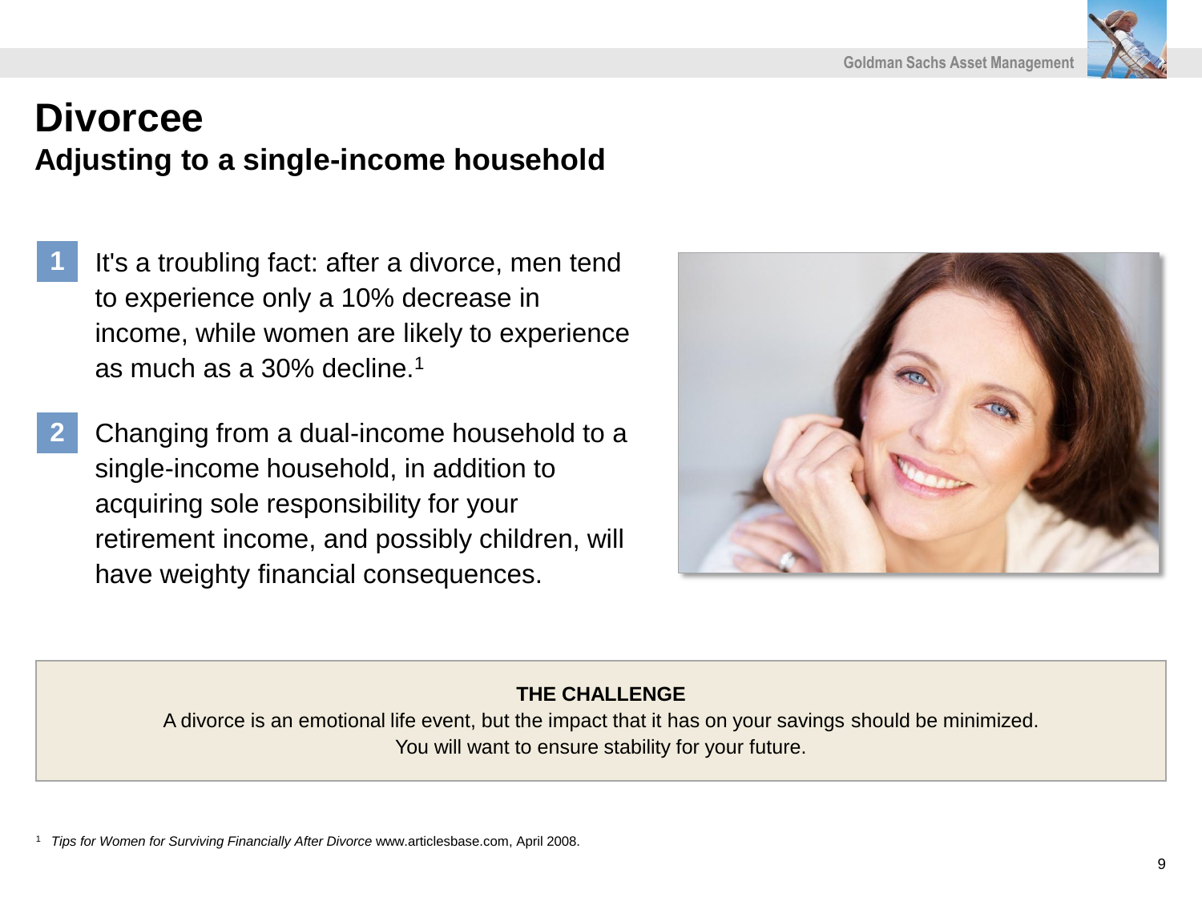# Divorcee

## Adjusting to a single-income household

1. It's a troubling fact: after a divorce, men tend to experience only a 10% decrease in income, while women are likely to experience as much as a 30% decline.[1]

2. Changing from a dual-income household to a single-income household, in addition to acquiring sole responsibility for your retirement income, and possibly children, will have weighty financial consequences.

**THE CHALLENGE**

A divorce is an emotional life event, but the impact that it has on your savings should be minimized. You will want to ensure stability for your future.

[1] *Tips for Women for Surviving Financially After Divorce* www.articlesbase.com, April 2008.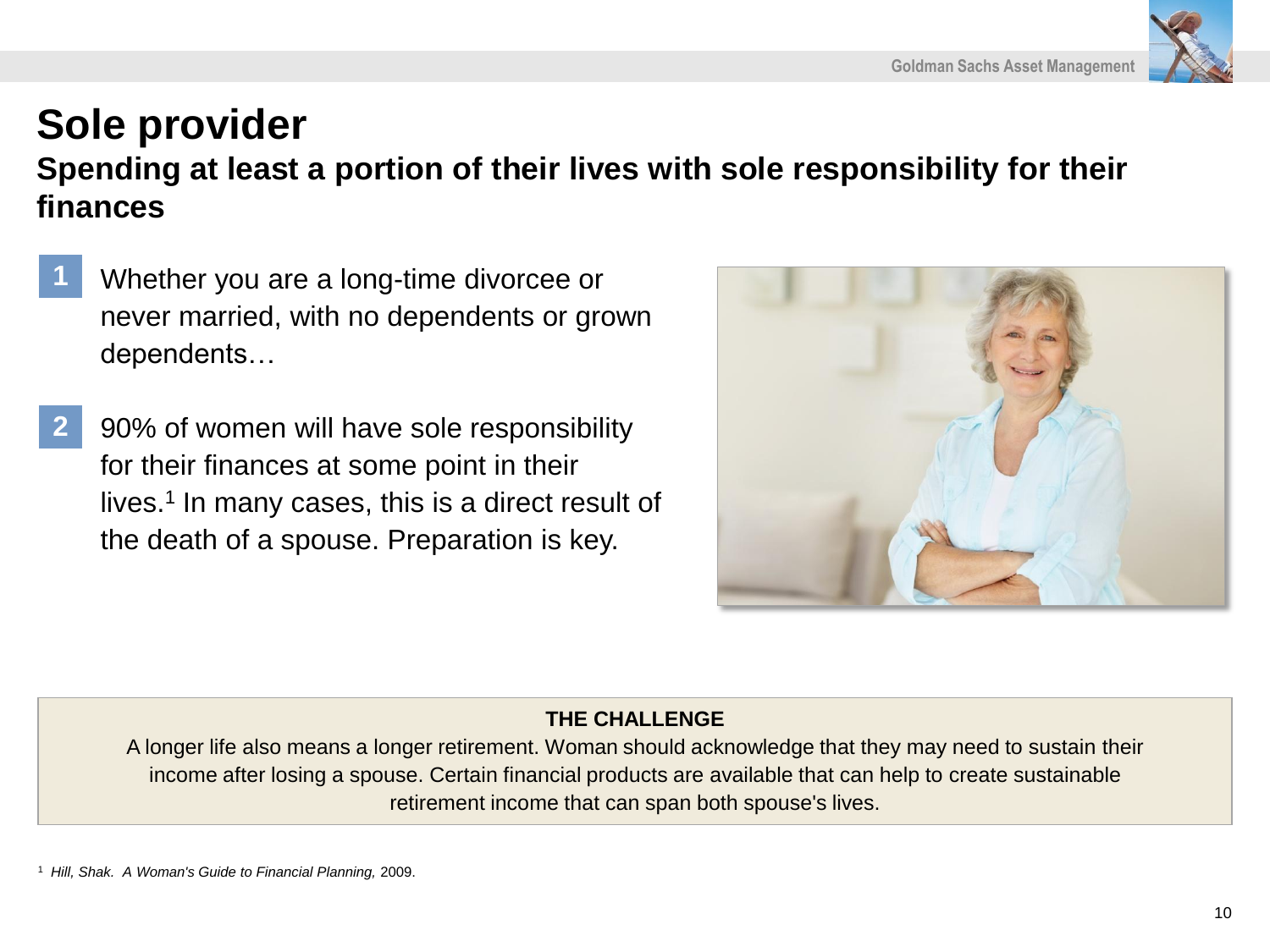# Sole provider

## Spending at least a portion of their lives with sole responsibility for their finances

1. Whether you are a long-time divorcee or never married, with no dependents or grown dependents…

2. 90% of women will have sole responsibility for their finances at some point in their lives.[1] In many cases, this is a direct result of the death of a spouse. Preparation is key.

**THE CHALLENGE**

A longer life also means a longer retirement. Woman should acknowledge that they may need to sustain their income after losing a spouse. Certain financial products are available that can help to create sustainable retirement income that can span both spouse's lives.

[1] *Hill, Shak. A Woman's Guide to Financial Planning,* 2009.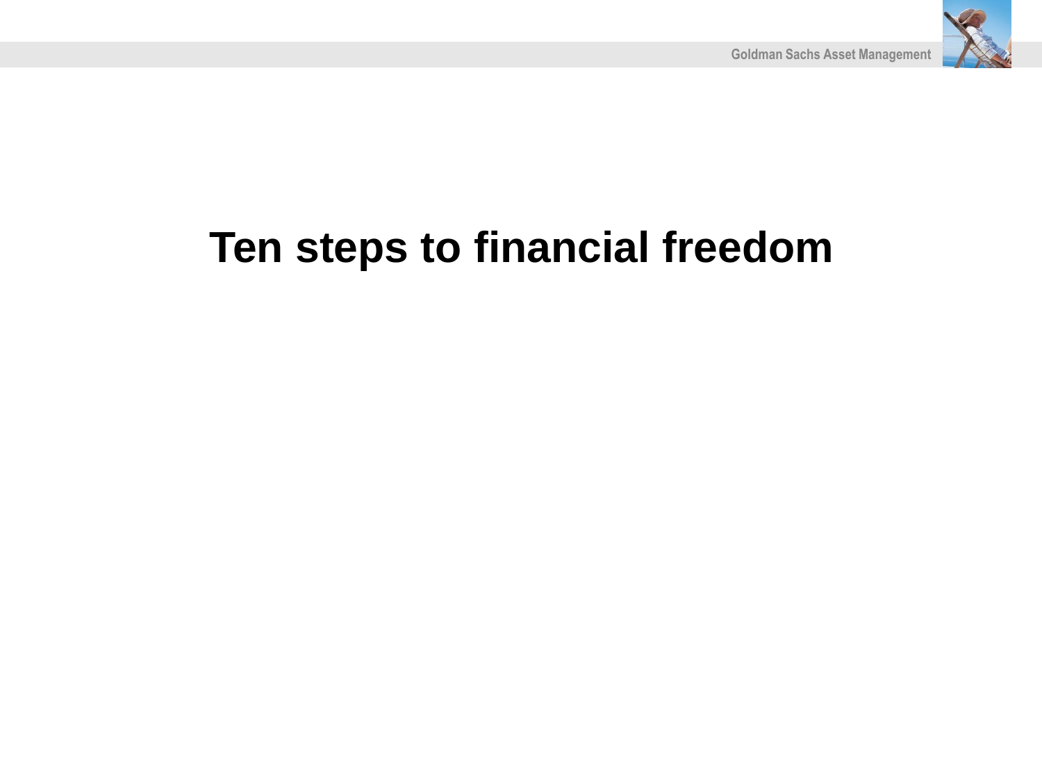# Ten steps to financial freedom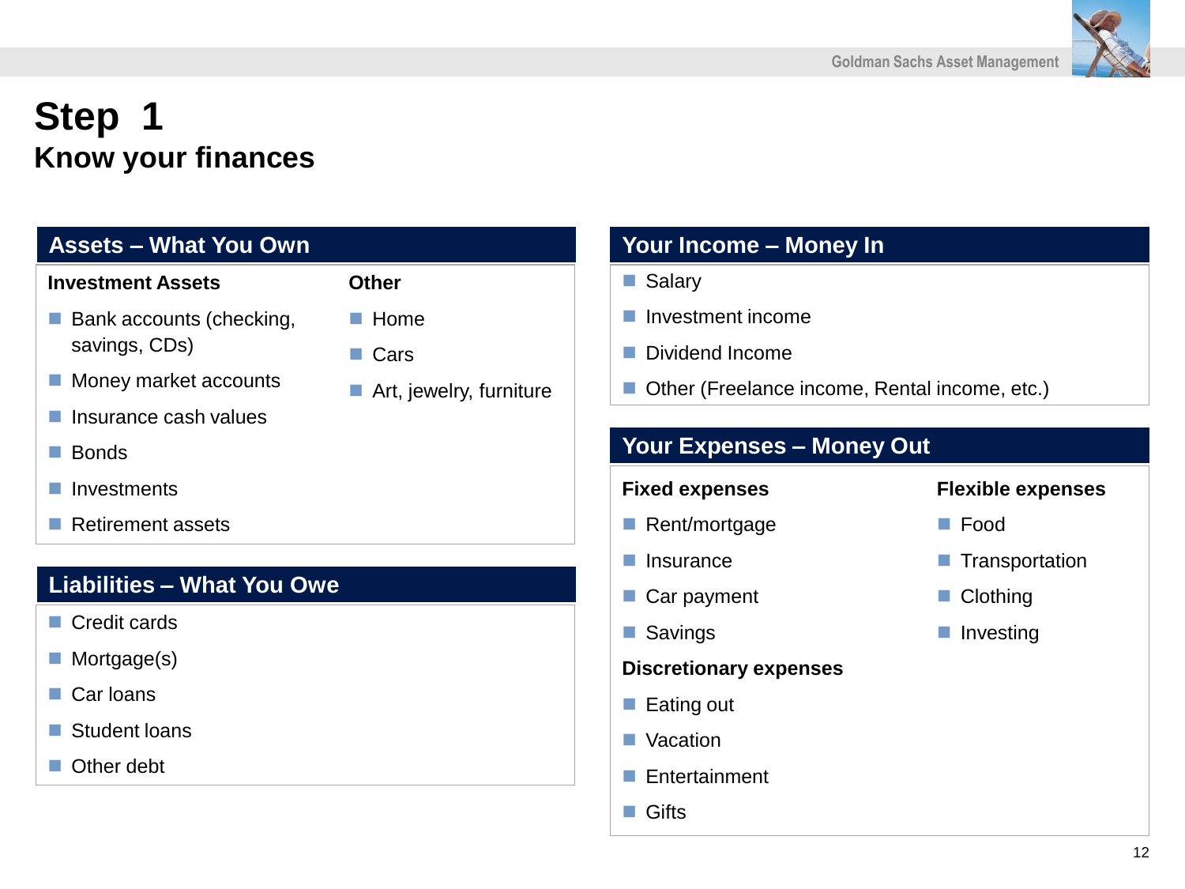# Step 1

## Know your finances

### Assets – What You Own

**Investment Assets**

- Bank accounts (checking, savings, CDs)
- Money market accounts
- Insurance cash values
- Bonds
- Investments
- Retirement assets

**Other**

- Home
- Cars
- Art, jewelry, furniture

### Liabilities – What You Owe

- Credit cards
- Mortgage(s)
- Car loans
- Student loans
- Other debt

### Your Income – Money In

- Salary
- Investment income
- Dividend Income
- Other (Freelance income, Rental income, etc.)

### Your Expenses – Money Out

**Fixed expenses**

- Rent/mortgage
- Insurance
- Car payment
- Savings

**Discretionary expenses**

- Eating out
- Vacation
- Entertainment
- Gifts

**Flexible expenses**

- Food
- Transportation
- Clothing
- Investing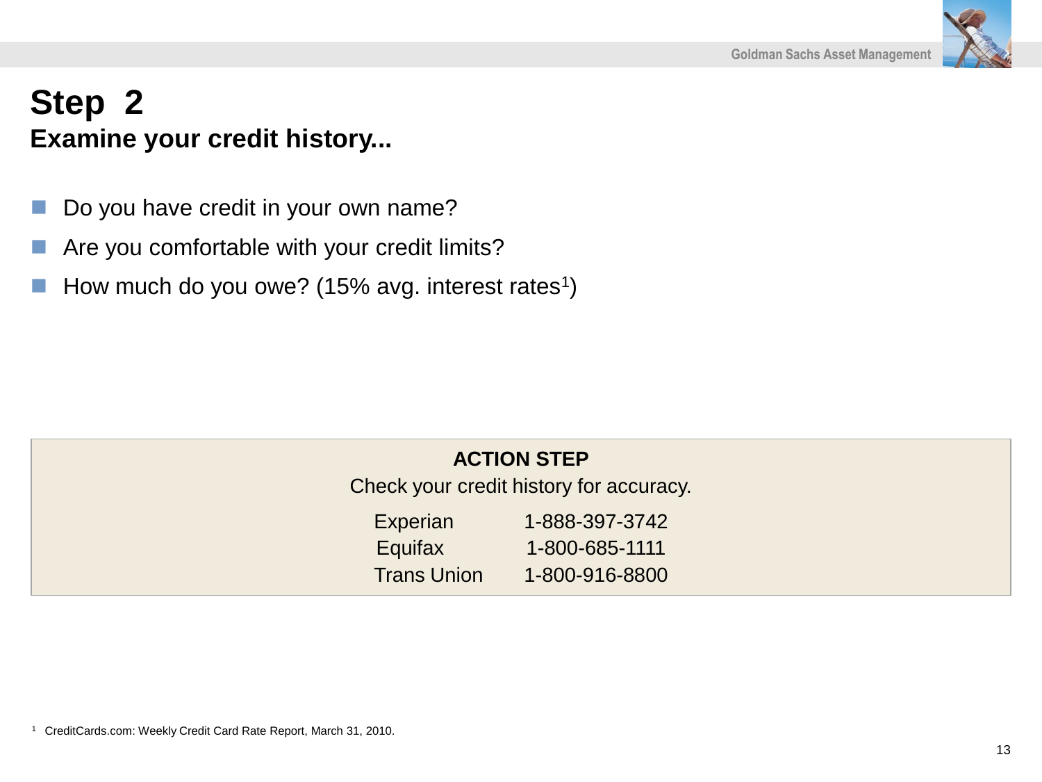# Step 2

## Examine your credit history...

- Do you have credit in your own name?
- Are you comfortable with your credit limits?
- How much do you owe? (15% avg. interest rates[1])

**ACTION STEP**

Check your credit history for accuracy.

| | |
|---|---|
| Experian | 1-888-397-3742 |
| Equifax | 1-800-685-1111 |
| Trans Union | 1-800-916-8800 |

[1] CreditCards.com: Weekly Credit Card Rate Report, March 31, 2010.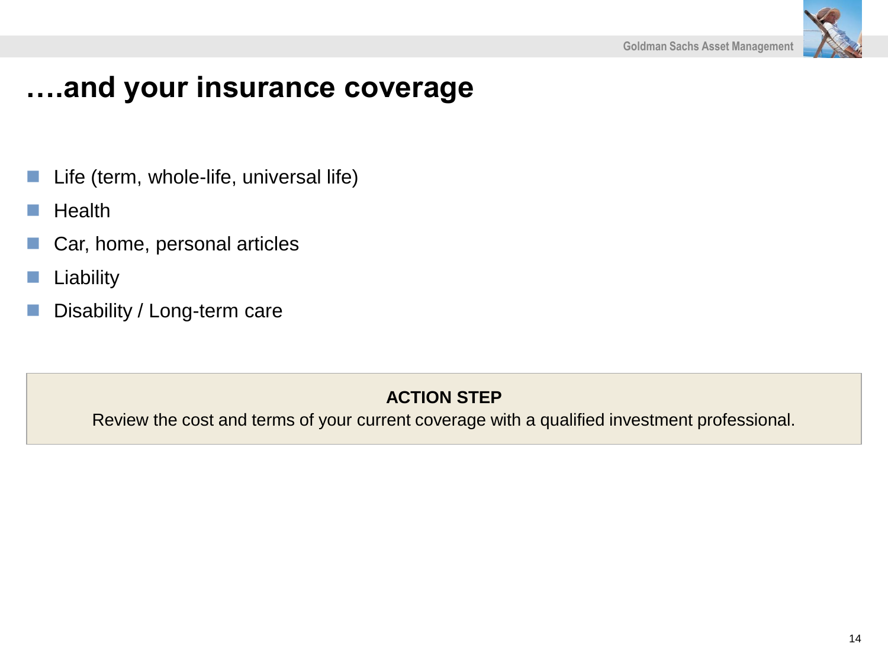# ….and your insurance coverage

- Life (term, whole-life, universal life)
- Health
- Car, home, personal articles
- Liability
- Disability / Long-term care

**ACTION STEP**

Review the cost and terms of your current coverage with a qualified investment professional.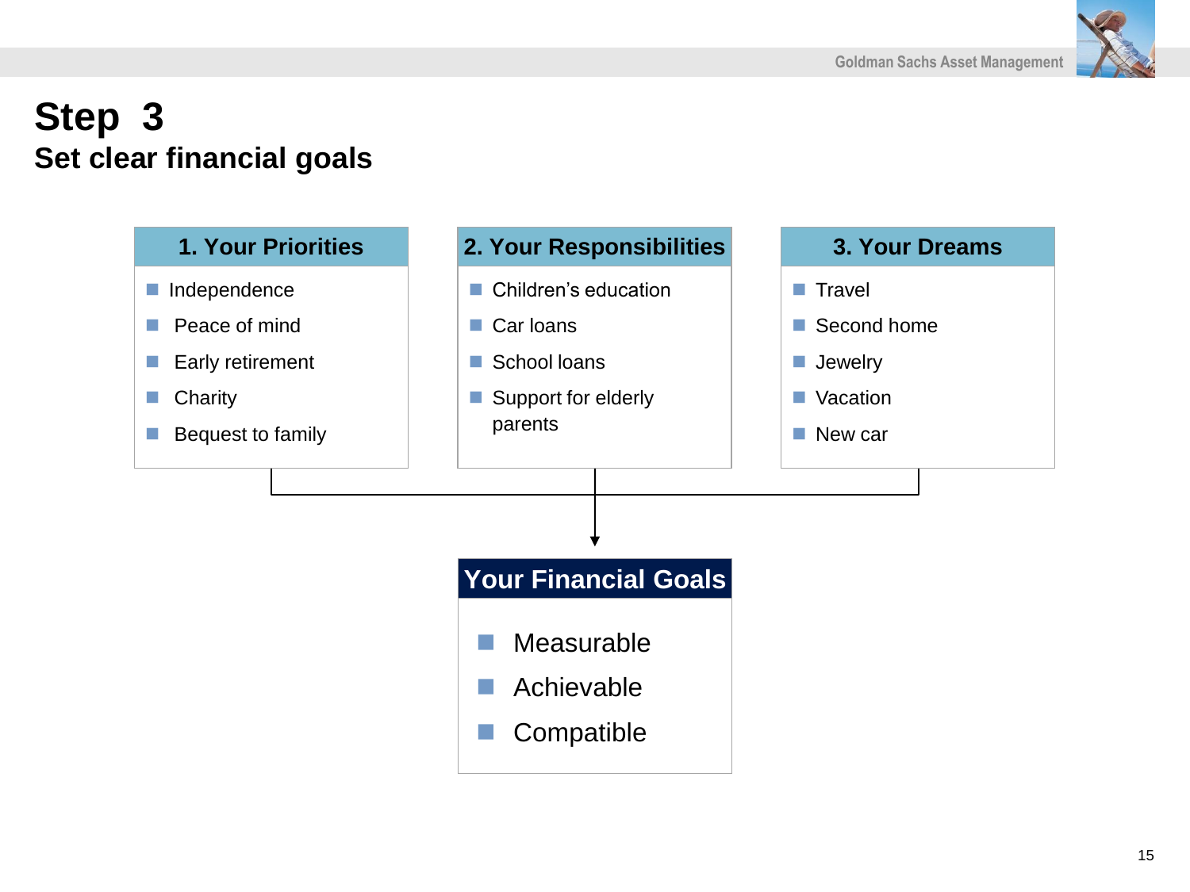# Step 3

## Set clear financial goals

### 1. Your Priorities

- Independence
- Peace of mind
- Early retirement
- Charity
- Bequest to family

### 2. Your Responsibilities

- Children's education
- Car loans
- School loans
- Support for elderly parents

### 3. Your Dreams

- Travel
- Second home
- Jewelry
- Vacation
- New car

### Your Financial Goals

- Measurable
- Achievable
- Compatible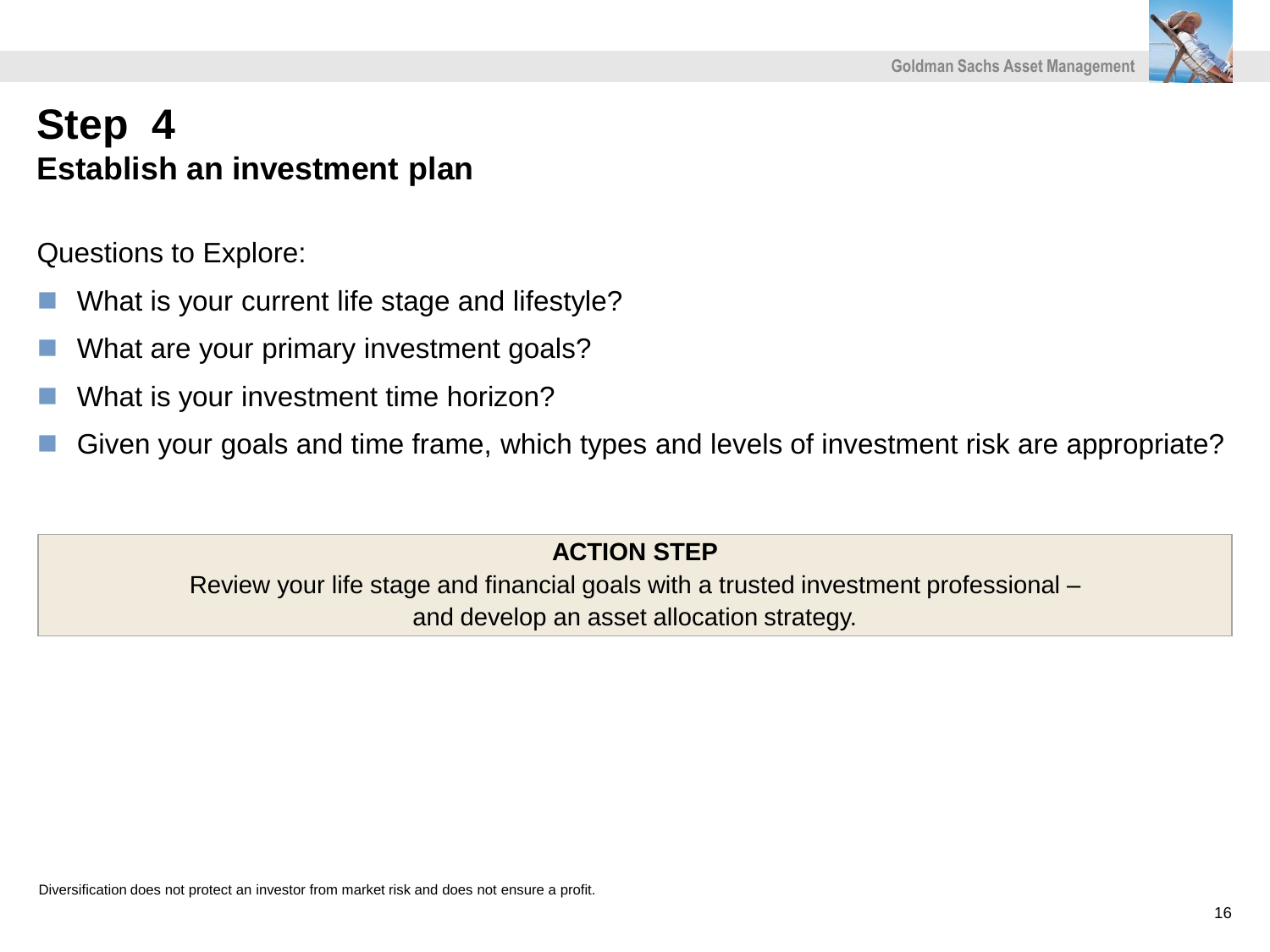# Step 4

## Establish an investment plan

Questions to Explore:

- What is your current life stage and lifestyle?
- What are your primary investment goals?
- What is your investment time horizon?
- Given your goals and time frame, which types and levels of investment risk are appropriate?

**ACTION STEP**

Review your life stage and financial goals with a trusted investment professional – and develop an asset allocation strategy.

Diversification does not protect an investor from market risk and does not ensure a profit.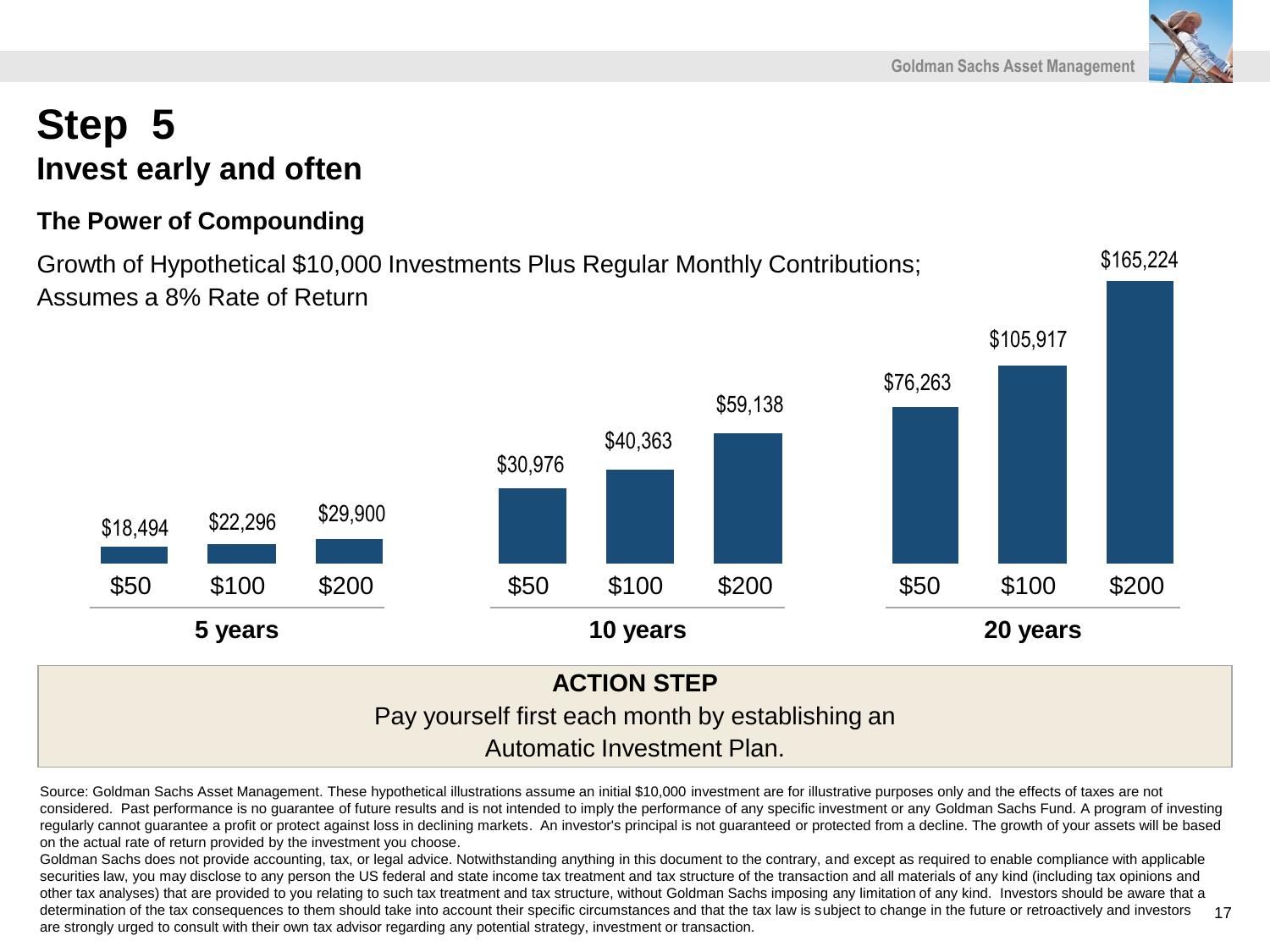# Step 5

## Invest early and often

### The Power of Compounding

Growth of Hypothetical $10,000 Investments Plus Regular Monthly Contributions; Assumes a 8% Rate of Return

| Monthly Contribution | 5 years | 10 years | 20 years |
| --- | --- | --- | --- |
| $50 | $18,494 | $30,976 | $76,263 |
| $100 | $22,296 | $40,363 | $105,917 |
| $200 | $29,900 | $59,138 | $165,224 |

**ACTION STEP**

Pay yourself first each month by establishing an Automatic Investment Plan.

Source: Goldman Sachs Asset Management. These hypothetical illustrations assume an initial $10,000 investment are for illustrative purposes only and the effects of taxes are not considered. Past performance is no guarantee of future results and is not intended to imply the performance of any specific investment or any Goldman Sachs Fund. A program of investing regularly cannot guarantee a profit or protect against loss in declining markets. An investor's principal is not guaranteed or protected from a decline. The growth of your assets will be based on the actual rate of return provided by the investment you choose.

Goldman Sachs does not provide accounting, tax, or legal advice. Notwithstanding anything in this document to the contrary, and except as required to enable compliance with applicable securities law, you may disclose to any person the US federal and state income tax treatment and tax structure of the transaction and all materials of any kind (including tax opinions and other tax analyses) that are provided to you relating to such tax treatment and tax structure, without Goldman Sachs imposing any limitation of any kind. Investors should be aware that a determination of the tax consequences to them should take into account their specific circumstances and that the tax law is subject to change in the future or retroactively and investors are strongly urged to consult with their own tax advisor regarding any potential strategy, investment or transaction.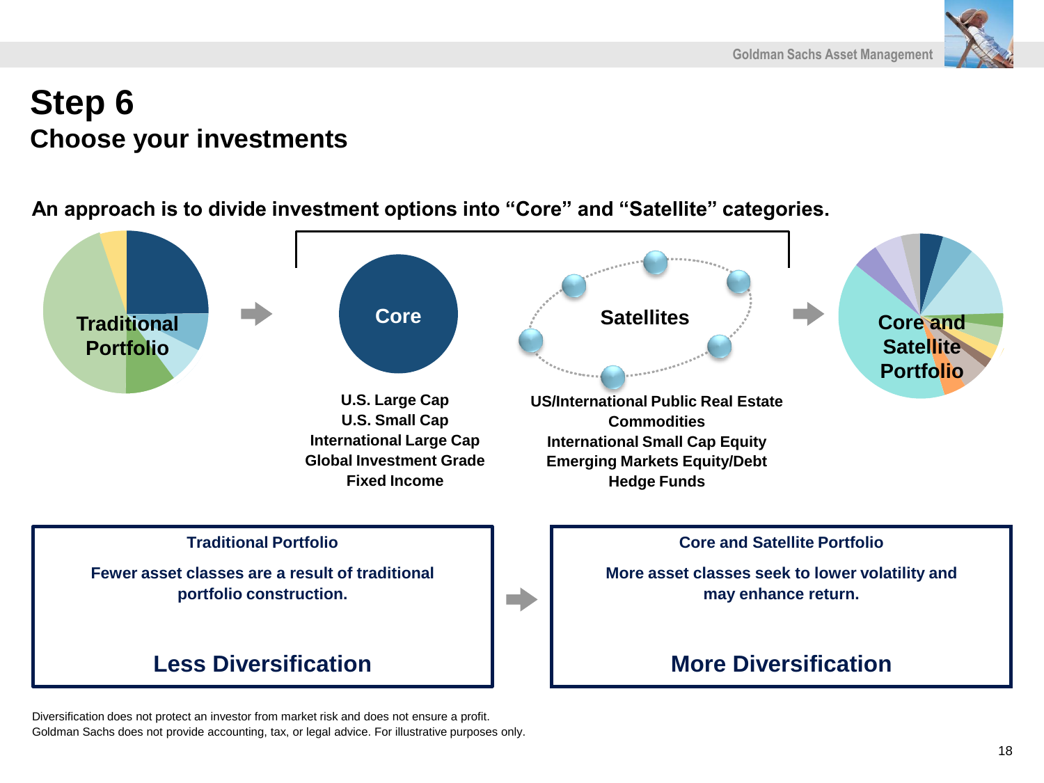# Step 6

## Choose your investments

**An approach is to divide investment options into “Core” and “Satellite” categories.**

Traditional Portfolio

Core

U.S. Large Cap
U.S. Small Cap
International Large Cap
Global Investment Grade
Fixed Income

Satellites

US/International Public Real Estate
Commodities
International Small Cap Equity
Emerging Markets Equity/Debt
Hedge Funds

Core and Satellite Portfolio

**Traditional Portfolio**

Fewer asset classes are a result of traditional portfolio construction.

**Less Diversification**

**Core and Satellite Portfolio**

More asset classes seek to lower volatility and may enhance return.

**More Diversification**

Diversification does not protect an investor from market risk and does not ensure a profit.
Goldman Sachs does not provide accounting, tax, or legal advice. For illustrative purposes only.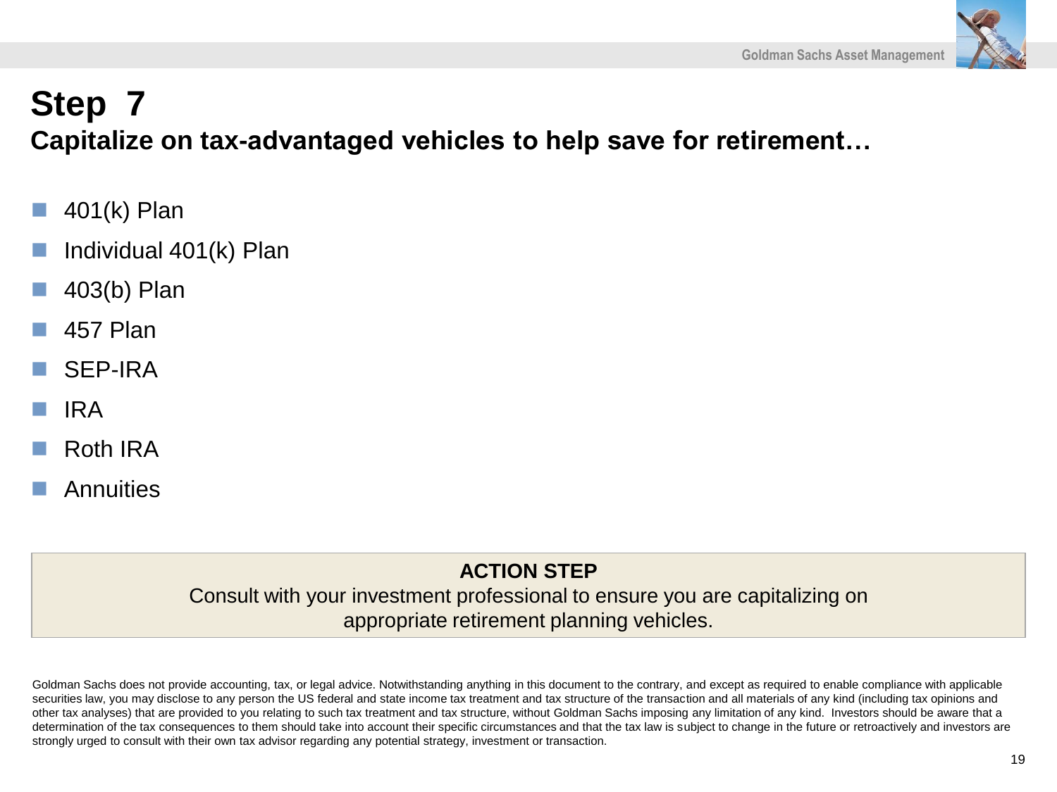# Step 7

## Capitalize on tax-advantaged vehicles to help save for retirement…

- 401(k) Plan
- Individual 401(k) Plan
- 403(b) Plan
- 457 Plan
- SEP-IRA
- IRA
- Roth IRA
- Annuities

**ACTION STEP**

Consult with your investment professional to ensure you are capitalizing on appropriate retirement planning vehicles.

Goldman Sachs does not provide accounting, tax, or legal advice. Notwithstanding anything in this document to the contrary, and except as required to enable compliance with applicable securities law, you may disclose to any person the US federal and state income tax treatment and tax structure of the transaction and all materials of any kind (including tax opinions and other tax analyses) that are provided to you relating to such tax treatment and tax structure, without Goldman Sachs imposing any limitation of any kind. Investors should be aware that a determination of the tax consequences to them should take into account their specific circumstances and that the tax law is subject to change in the future or retroactively and investors are strongly urged to consult with their own tax advisor regarding any potential strategy, investment or transaction.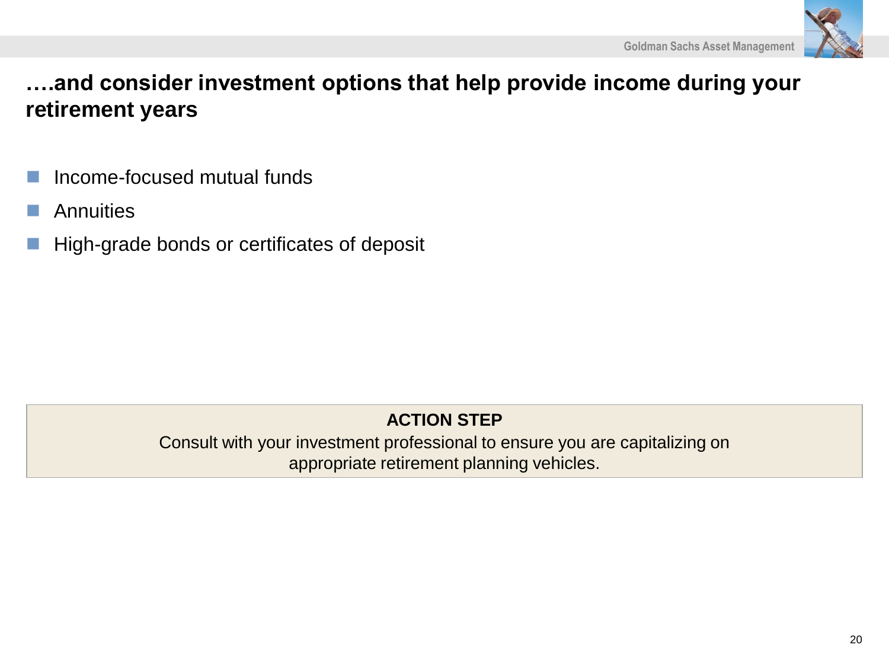## ….and consider investment options that help provide income during your retirement years

- Income-focused mutual funds
- Annuities
- High-grade bonds or certificates of deposit

**ACTION STEP**

Consult with your investment professional to ensure you are capitalizing on appropriate retirement planning vehicles.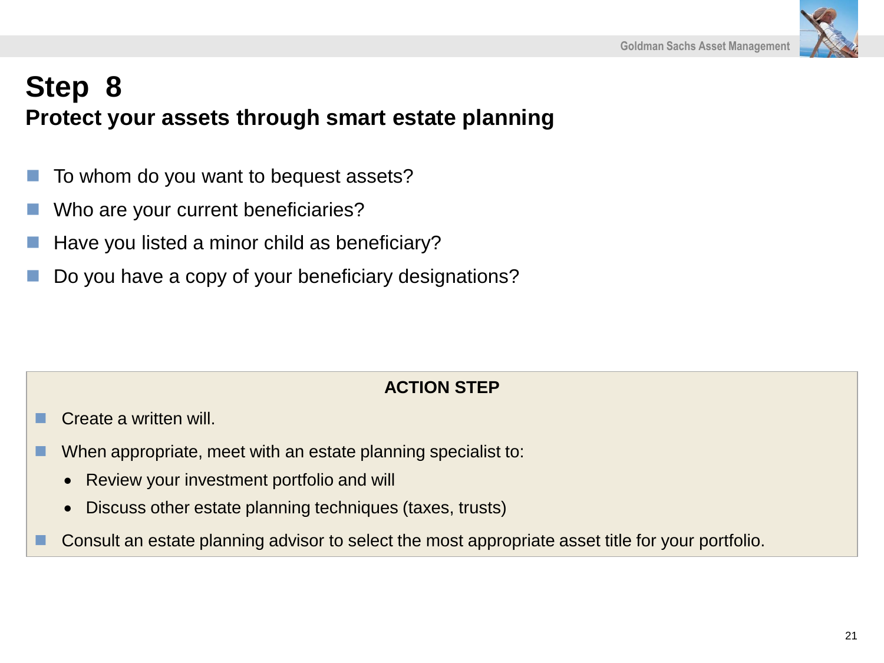# Step 8

## Protect your assets through smart estate planning

- To whom do you want to bequest assets?
- Who are your current beneficiaries?
- Have you listed a minor child as beneficiary?
- Do you have a copy of your beneficiary designations?

**ACTION STEP**

- Create a written will.
- When appropriate, meet with an estate planning specialist to:
  - Review your investment portfolio and will
  - Discuss other estate planning techniques (taxes, trusts)
- Consult an estate planning advisor to select the most appropriate asset title for your portfolio.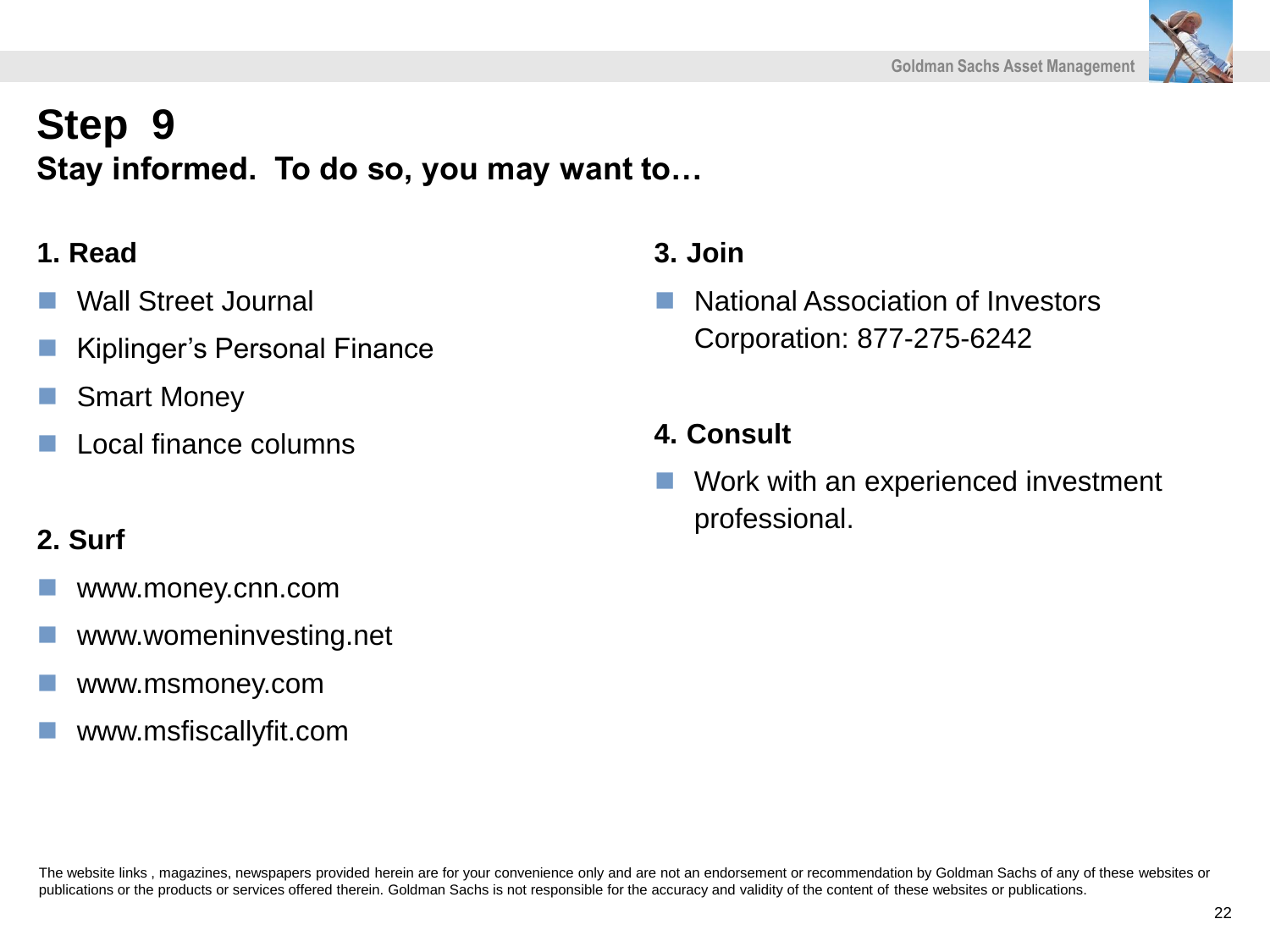# Step 9

## Stay informed. To do so, you may want to…

### 1. Read

- Wall Street Journal
- Kiplinger's Personal Finance
- Smart Money
- Local finance columns

### 2. Surf

- www.money.cnn.com
- www.womeninvesting.net
- www.msmoney.com
- www.msfiscallyfit.com

### 3. Join

- National Association of Investors Corporation: 877-275-6242

### 4. Consult

- Work with an experienced investment professional.

The website links , magazines, newspapers provided herein are for your convenience only and are not an endorsement or recommendation by Goldman Sachs of any of these websites or publications or the products or services offered therein. Goldman Sachs is not responsible for the accuracy and validity of the content of these websites or publications.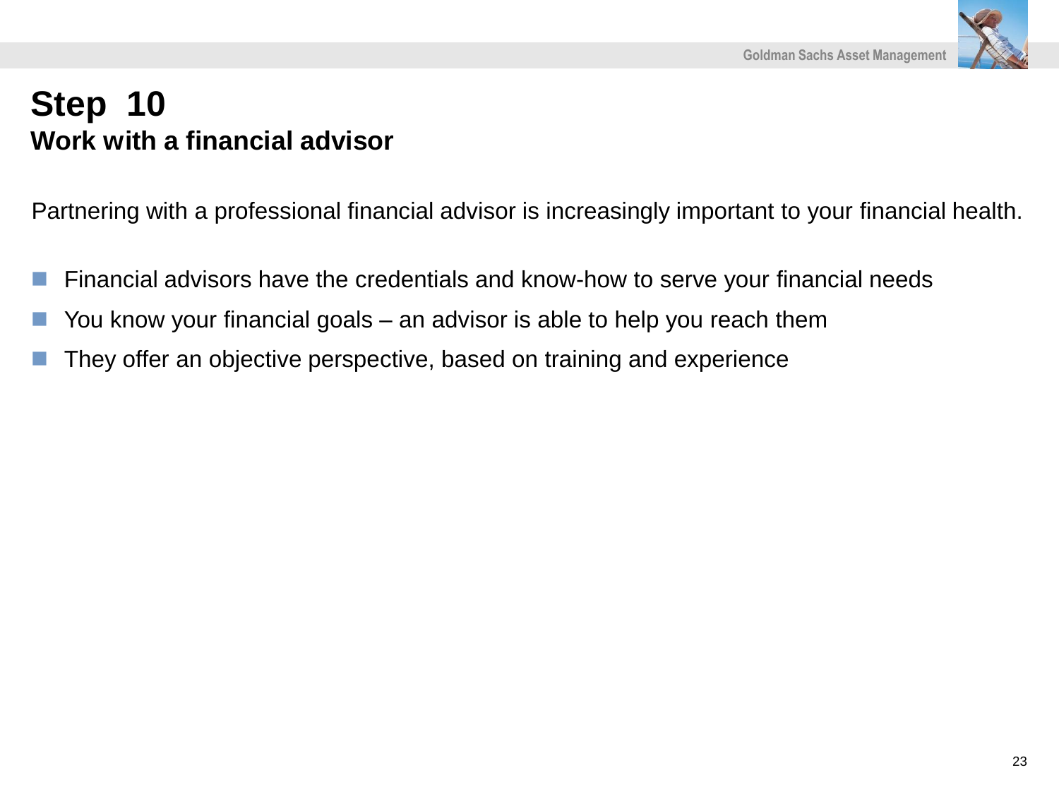# Step 10

## Work with a financial advisor

Partnering with a professional financial advisor is increasingly important to your financial health.

- Financial advisors have the credentials and know-how to serve your financial needs
- You know your financial goals – an advisor is able to help you reach them
- They offer an objective perspective, based on training and experience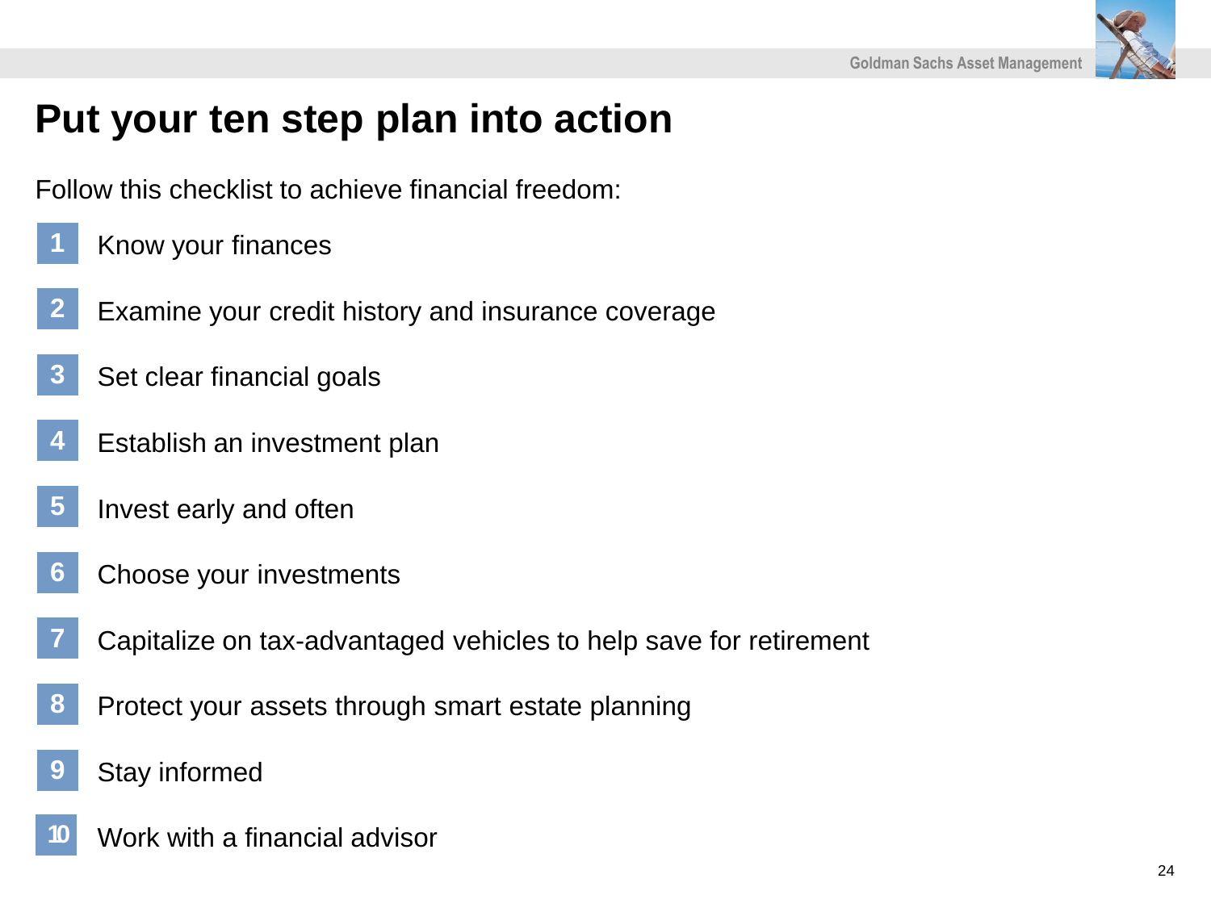# Put your ten step plan into action

Follow this checklist to achieve financial freedom:

1. Know your finances
2. Examine your credit history and insurance coverage
3. Set clear financial goals
4. Establish an investment plan
5. Invest early and often
6. Choose your investments
7. Capitalize on tax-advantaged vehicles to help save for retirement
8. Protect your assets through smart estate planning
9. Stay informed
10. Work with a financial advisor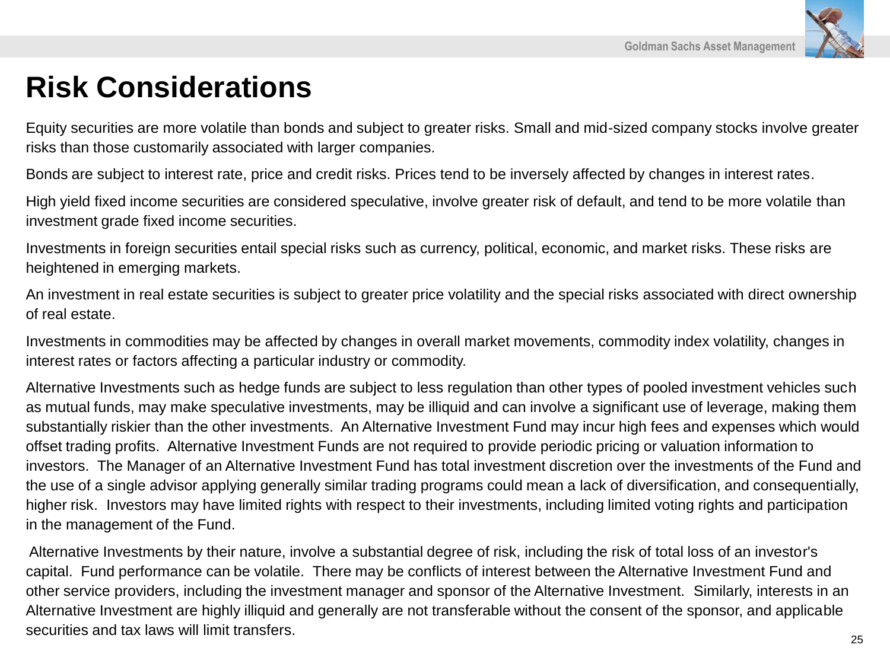# Risk Considerations

Equity securities are more volatile than bonds and subject to greater risks. Small and mid-sized company stocks involve greater risks than those customarily associated with larger companies.

Bonds are subject to interest rate, price and credit risks. Prices tend to be inversely affected by changes in interest rates.

High yield fixed income securities are considered speculative, involve greater risk of default, and tend to be more volatile than investment grade fixed income securities.

Investments in foreign securities entail special risks such as currency, political, economic, and market risks. These risks are heightened in emerging markets.

An investment in real estate securities is subject to greater price volatility and the special risks associated with direct ownership of real estate.

Investments in commodities may be affected by changes in overall market movements, commodity index volatility, changes in interest rates or factors affecting a particular industry or commodity.

Alternative Investments such as hedge funds are subject to less regulation than other types of pooled investment vehicles such as mutual funds, may make speculative investments, may be illiquid and can involve a significant use of leverage, making them substantially riskier than the other investments. An Alternative Investment Fund may incur high fees and expenses which would offset trading profits. Alternative Investment Funds are not required to provide periodic pricing or valuation information to investors. The Manager of an Alternative Investment Fund has total investment discretion over the investments of the Fund and the use of a single advisor applying generally similar trading programs could mean a lack of diversification, and consequentially, higher risk. Investors may have limited rights with respect to their investments, including limited voting rights and participation in the management of the Fund.

Alternative Investments by their nature, involve a substantial degree of risk, including the risk of total loss of an investor's capital. Fund performance can be volatile. There may be conflicts of interest between the Alternative Investment Fund and other service providers, including the investment manager and sponsor of the Alternative Investment. Similarly, interests in an Alternative Investment are highly illiquid and generally are not transferable without the consent of the sponsor, and applicable securities and tax laws will limit transfers.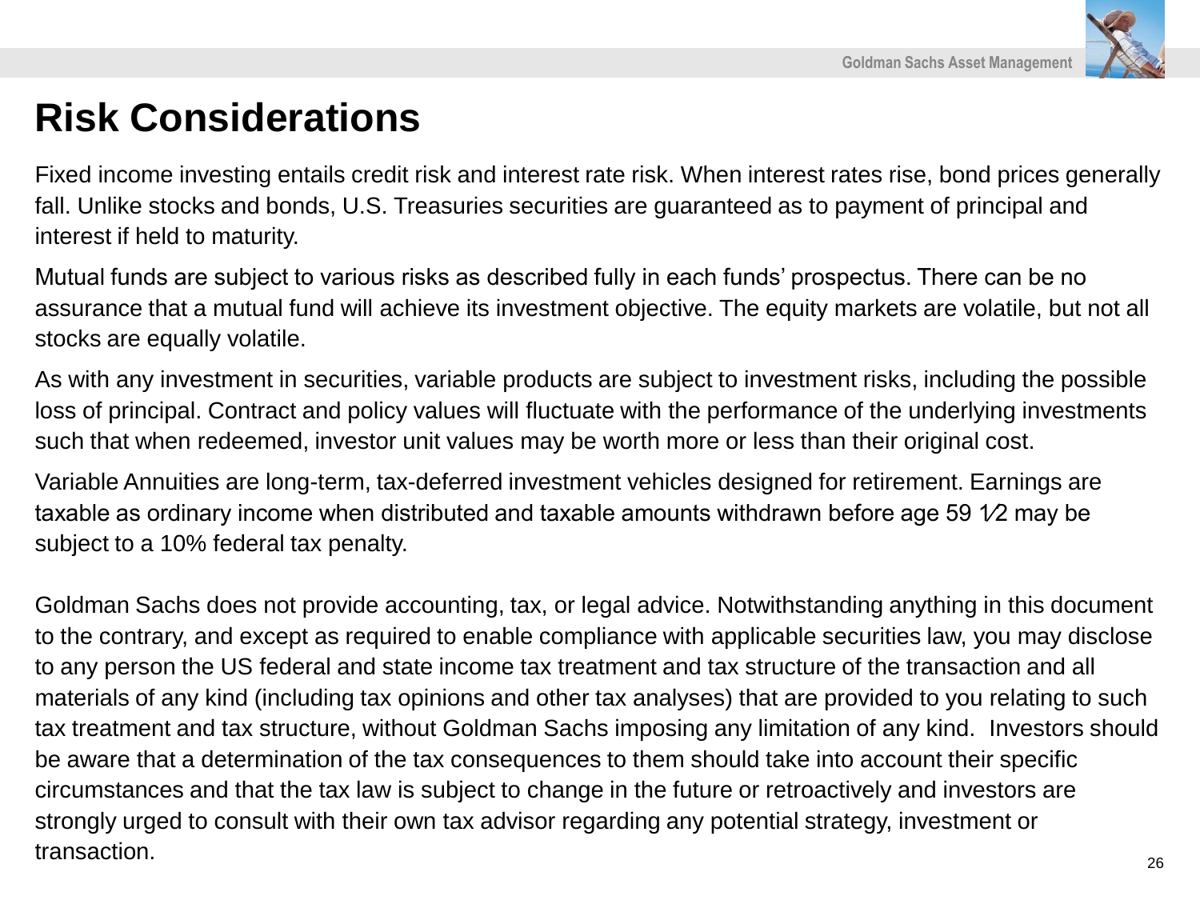# Risk Considerations

Fixed income investing entails credit risk and interest rate risk. When interest rates rise, bond prices generally fall. Unlike stocks and bonds, U.S. Treasuries securities are guaranteed as to payment of principal and interest if held to maturity.

Mutual funds are subject to various risks as described fully in each funds' prospectus. There can be no assurance that a mutual fund will achieve its investment objective. The equity markets are volatile, but not all stocks are equally volatile.

As with any investment in securities, variable products are subject to investment risks, including the possible loss of principal. Contract and policy values will fluctuate with the performance of the underlying investments such that when redeemed, investor unit values may be worth more or less than their original cost.

Variable Annuities are long-term, tax-deferred investment vehicles designed for retirement. Earnings are taxable as ordinary income when distributed and taxable amounts withdrawn before age 59 ½ may be subject to a 10% federal tax penalty.

Goldman Sachs does not provide accounting, tax, or legal advice. Notwithstanding anything in this document to the contrary, and except as required to enable compliance with applicable securities law, you may disclose to any person the US federal and state income tax treatment and tax structure of the transaction and all materials of any kind (including tax opinions and other tax analyses) that are provided to you relating to such tax treatment and tax structure, without Goldman Sachs imposing any limitation of any kind. Investors should be aware that a determination of the tax consequences to them should take into account their specific circumstances and that the tax law is subject to change in the future or retroactively and investors are strongly urged to consult with their own tax advisor regarding any potential strategy, investment or transaction.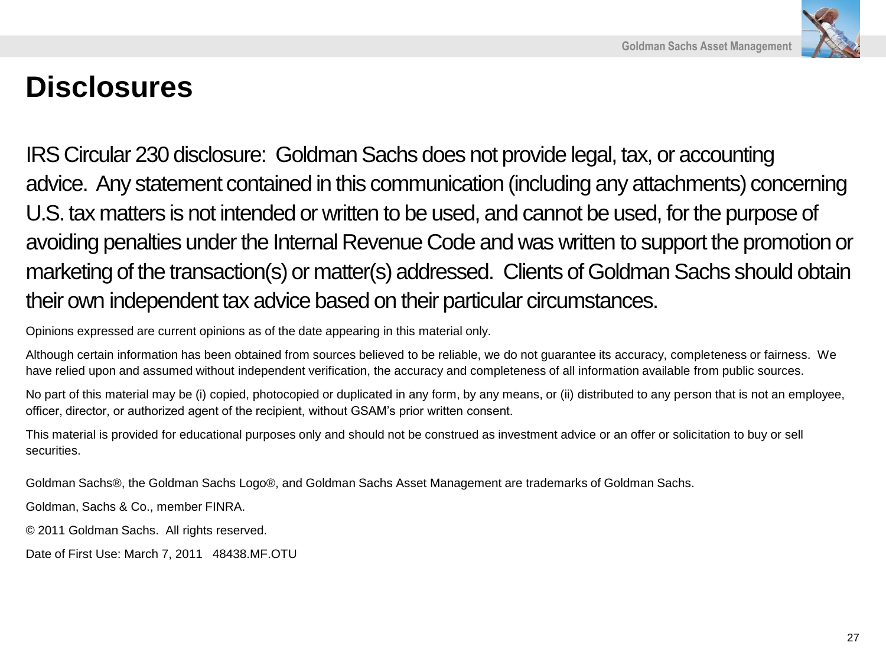# Disclosures

IRS Circular 230 disclosure: Goldman Sachs does not provide legal, tax, or accounting advice. Any statement contained in this communication (including any attachments) concerning U.S. tax matters is not intended or written to be used, and cannot be used, for the purpose of avoiding penalties under the Internal Revenue Code and was written to support the promotion or marketing of the transaction(s) or matter(s) addressed. Clients of Goldman Sachs should obtain their own independent tax advice based on their particular circumstances.

Opinions expressed are current opinions as of the date appearing in this material only.

Although certain information has been obtained from sources believed to be reliable, we do not guarantee its accuracy, completeness or fairness. We have relied upon and assumed without independent verification, the accuracy and completeness of all information available from public sources.

No part of this material may be (i) copied, photocopied or duplicated in any form, by any means, or (ii) distributed to any person that is not an employee, officer, director, or authorized agent of the recipient, without GSAM's prior written consent.

This material is provided for educational purposes only and should not be construed as investment advice or an offer or solicitation to buy or sell securities.

Goldman Sachs®, the Goldman Sachs Logo®, and Goldman Sachs Asset Management are trademarks of Goldman Sachs.

Goldman, Sachs & Co., member FINRA.

© 2011 Goldman Sachs. All rights reserved.

Date of First Use: March 7, 2011 48438.MF.OTU